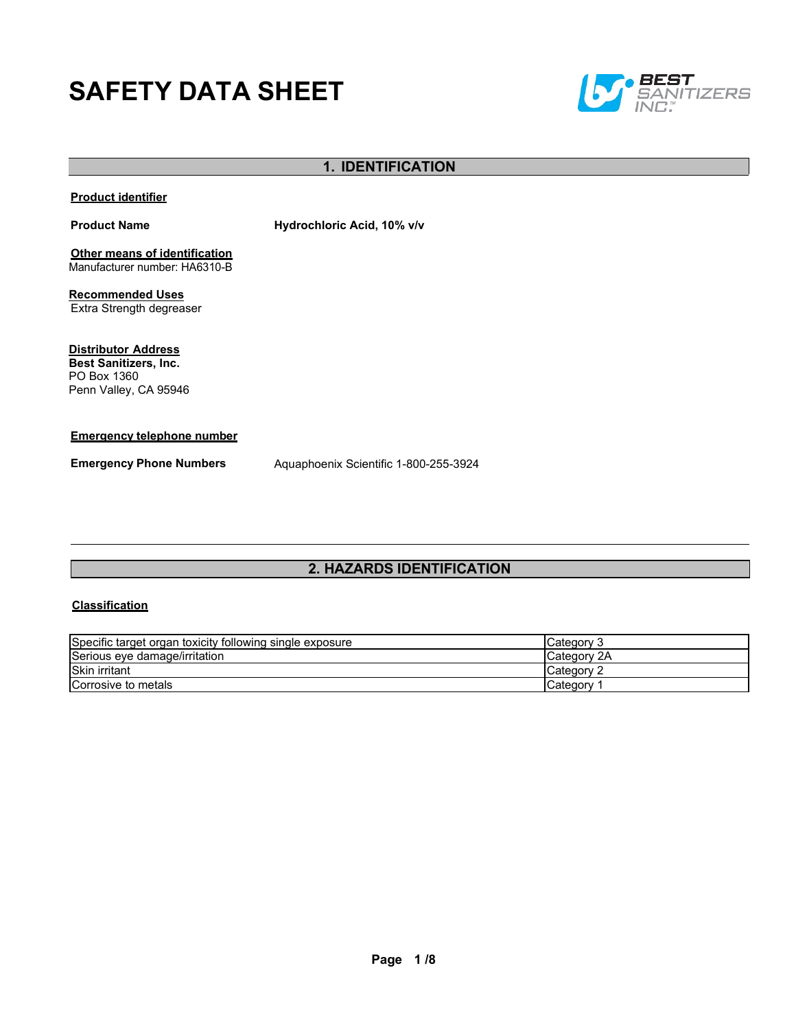# SAFETY DATA SHEET

## 1. IDENTIFICATION

**Product identifier**

**Product Name** **Hydrochloric Acid, 10% v/v**

**Other means of identification**
Manufacturer number: HA6310-B

**Recommended Uses**
Extra Strength degreaser

**Distributor Address**
**Best Sanitizers, Inc.**
PO Box 1360
Penn Valley, CA 95946

**Emergency telephone number**

**Emergency Phone Numbers** Aquaphoenix Scientific 1-800-255-3924

## 2. HAZARDS IDENTIFICATION

**Classification**

| Hazard | Category |
|---|---|
| Specific target organ toxicity following single exposure | Category 3 |
| Serious eye damage/irritation | Category 2A |
| Skin irritant | Category 2 |
| Corrosive to metals | Category 1 |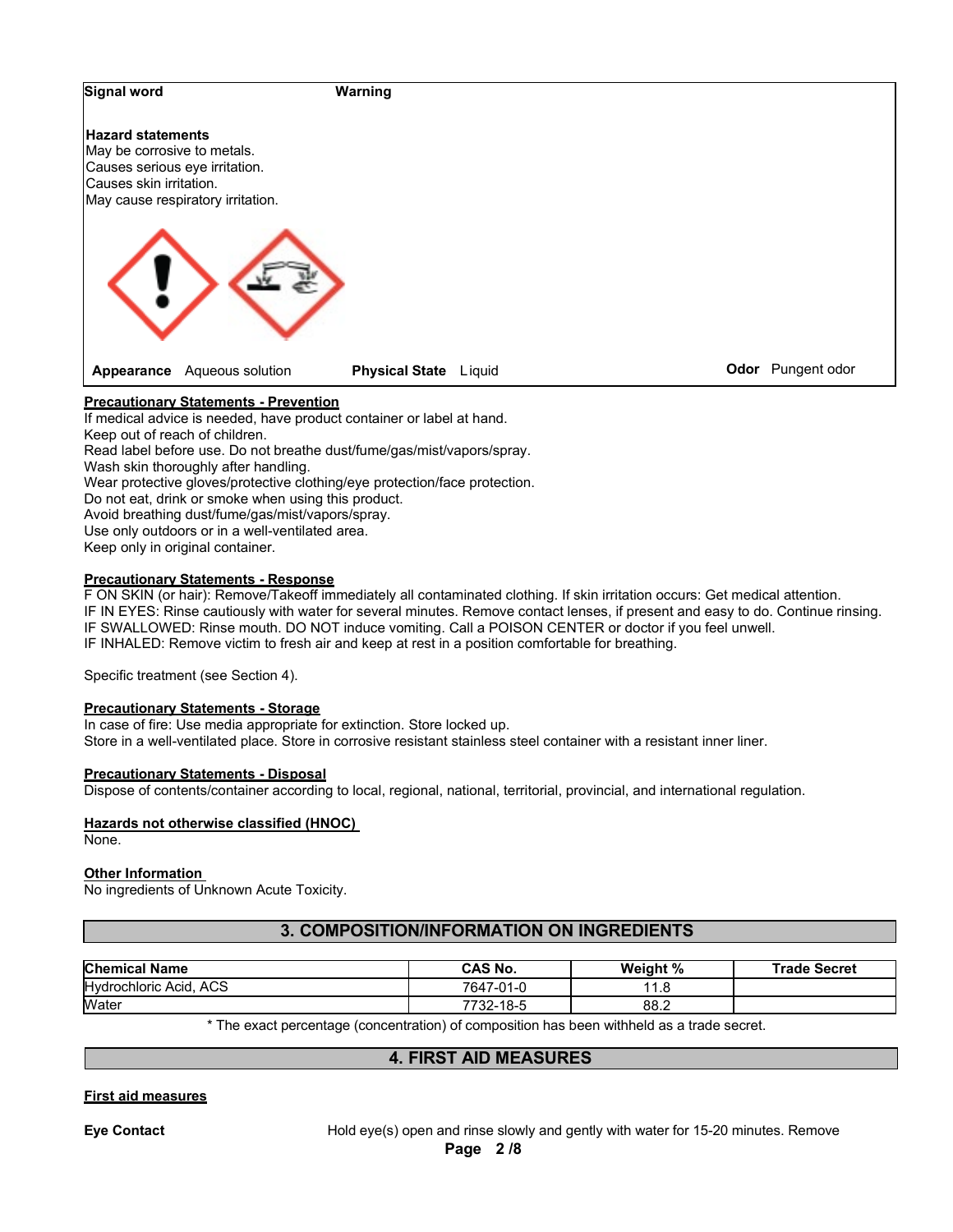**Signal word** Warning

**Hazard statements**
May be corrosive to metals.
Causes serious eye irritation.
Causes skin irritation.
May cause respiratory irritation.

**Appearance** Aqueous solution **Physical State** Liquid **Odor** Pungent odor

**Precautionary Statements - Prevention**

If medical advice is needed, have product container or label at hand.
Keep out of reach of children.
Read label before use. Do not breathe dust/fume/gas/mist/vapors/spray.
Wash skin thoroughly after handling.
Wear protective gloves/protective clothing/eye protection/face protection.
Do not eat, drink or smoke when using this product.
Avoid breathing dust/fume/gas/mist/vapors/spray.
Use only outdoors or in a well-ventilated area.
Keep only in original container.

**Precautionary Statements - Response**

F ON SKIN (or hair): Remove/Takeoff immediately all contaminated clothing. If skin irritation occurs: Get medical attention.
IF IN EYES: Rinse cautiously with water for several minutes. Remove contact lenses, if present and easy to do. Continue rinsing.
IF SWALLOWED: Rinse mouth. DO NOT induce vomiting. Call a POISON CENTER or doctor if you feel unwell.
IF INHALED: Remove victim to fresh air and keep at rest in a position comfortable for breathing.

Specific treatment (see Section 4).

**Precautionary Statements - Storage**

In case of fire: Use media appropriate for extinction. Store locked up.
Store in a well-ventilated place. Store in corrosive resistant stainless steel container with a resistant inner liner.

**Precautionary Statements - Disposal**

Dispose of contents/container according to local, regional, national, territorial, provincial, and international regulation.

**Hazards not otherwise classified (HNOC)**

None.

**Other Information**

No ingredients of Unknown Acute Toxicity.

## 3. COMPOSITION/INFORMATION ON INGREDIENTS

| Chemical Name | CAS No. | Weight % | Trade Secret |
|---|---|---|---|
| Hydrochloric Acid, ACS | 7647-01-0 | 11.8 | |
| Water | 7732-18-5 | 88.2 | |

* The exact percentage (concentration) of composition has been withheld as a trade secret.

## 4. FIRST AID MEASURES

**First aid measures**

**Eye Contact** Hold eye(s) open and rinse slowly and gently with water for 15-20 minutes. Remove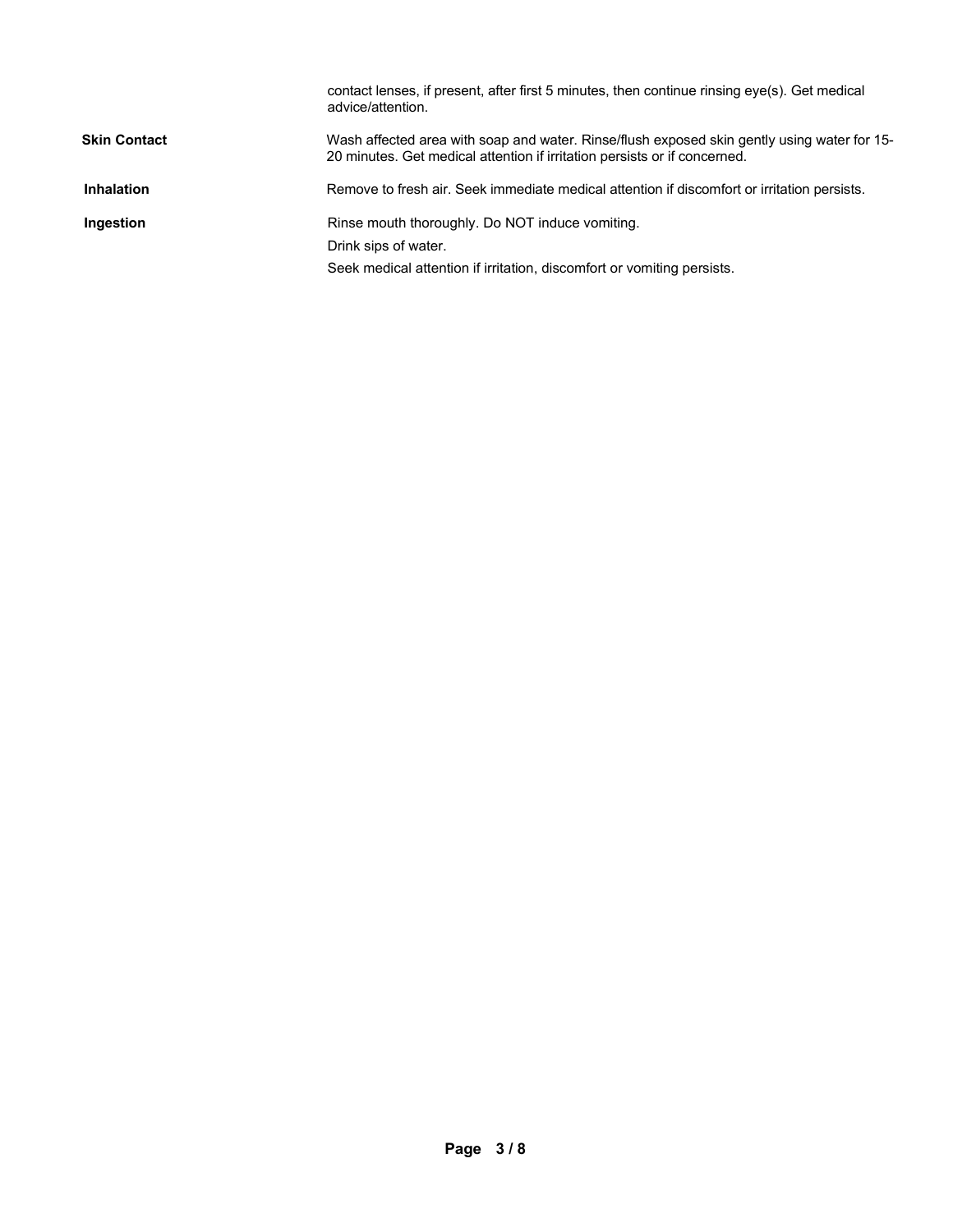contact lenses, if present, after first 5 minutes, then continue rinsing eye(s). Get medical advice/attention.

| | |
|---|---|
| **Skin Contact** | Wash affected area with soap and water. Rinse/flush exposed skin gently using water for 15-20 minutes. Get medical attention if irritation persists or if concerned. |
| **Inhalation** | Remove to fresh air. Seek immediate medical attention if discomfort or irritation persists. |
| **Ingestion** | Rinse mouth thoroughly. Do NOT induce vomiting.<br>Drink sips of water.<br>Seek medical attention if irritation, discomfort or vomiting persists. |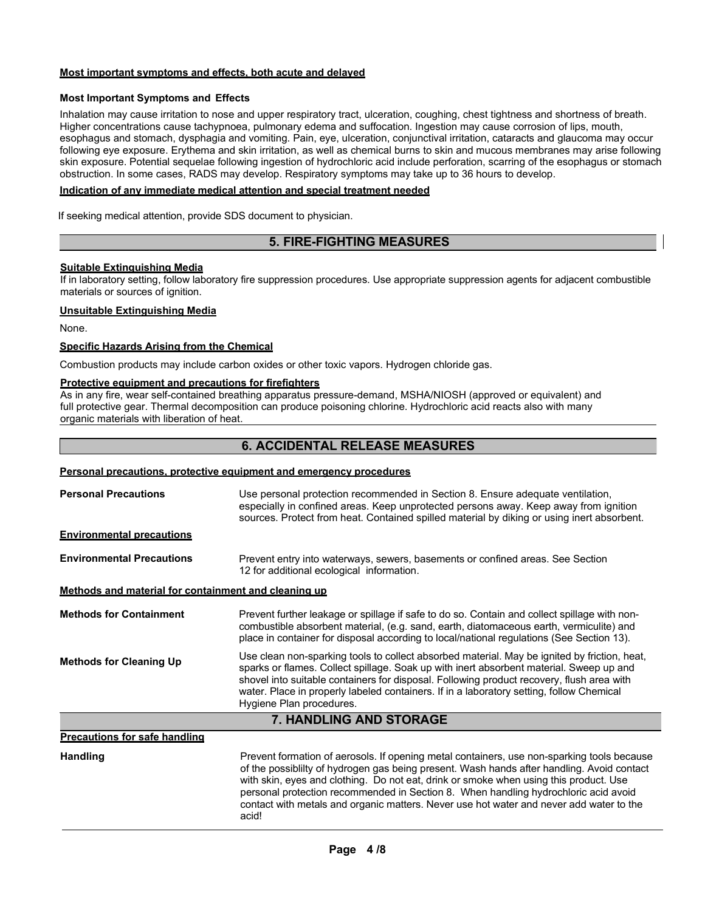**Most important symptoms and effects, both acute and delayed**

**Most Important Symptoms and Effects**

Inhalation may cause irritation to nose and upper respiratory tract, ulceration, coughing, chest tightness and shortness of breath. Higher concentrations cause tachypnoea, pulmonary edema and suffocation. Ingestion may cause corrosion of lips, mouth, esophagus and stomach, dysphagia and vomiting. Pain, eye, ulceration, conjunctival irritation, cataracts and glaucoma may occur following eye exposure. Erythema and skin irritation, as well as chemical burns to skin and mucous membranes may arise following skin exposure. Potential sequelae following ingestion of hydrochloric acid include perforation, scarring of the esophagus or stomach obstruction. In some cases, RADS may develop. Respiratory symptoms may take up to 36 hours to develop.

**Indication of any immediate medical attention and special treatment needed**

If seeking medical attention, provide SDS document to physician.

## 5. FIRE-FIGHTING MEASURES

**Suitable Extinguishing Media**

If in laboratory setting, follow laboratory fire suppression procedures. Use appropriate suppression agents for adjacent combustible materials or sources of ignition.

**Unsuitable Extinguishing Media**

None.

**Specific Hazards Arising from the Chemical**

Combustion products may include carbon oxides or other toxic vapors. Hydrogen chloride gas.

**Protective equipment and precautions for firefighters**

As in any fire, wear self-contained breathing apparatus pressure-demand, MSHA/NIOSH (approved or equivalent) and full protective gear. Thermal decomposition can produce poisoning chlorine. Hydrochloric acid reacts also with many organic materials with liberation of heat.

## 6. ACCIDENTAL RELEASE MEASURES

**Personal precautions, protective equipment and emergency procedures**

**Personal Precautions** — Use personal protection recommended in Section 8. Ensure adequate ventilation, especially in confined areas. Keep unprotected persons away. Keep away from ignition sources. Protect from heat. Contained spilled material by diking or using inert absorbent.

**Environmental precautions**

**Environmental Precautions** — Prevent entry into waterways, sewers, basements or confined areas. See Section 12 for additional ecological information.

**Methods and material for containment and cleaning up**

**Methods for Containment** — Prevent further leakage or spillage if safe to do so. Contain and collect spillage with non-combustible absorbent material, (e.g. sand, earth, diatomaceous earth, vermiculite) and place in container for disposal according to local/national regulations (See Section 13).

**Methods for Cleaning Up** — Use clean non-sparking tools to collect absorbed material. May be ignited by friction, heat, sparks or flames. Collect spillage. Soak up with inert absorbent material. Sweep up and shovel into suitable containers for disposal. Following product recovery, flush area with water. Place in properly labeled containers. If in a laboratory setting, follow Chemical Hygiene Plan procedures.

## 7. HANDLING AND STORAGE

**Precautions for safe handling**

**Handling** — Prevent formation of aerosols. If opening metal containers, use non-sparking tools because of the possiblilty of hydrogen gas being present. Wash hands after handling. Avoid contact with skin, eyes and clothing. Do not eat, drink or smoke when using this product. Use personal protection recommended in Section 8. When handling hydrochloric acid avoid contact with metals and organic matters. Never use hot water and never add water to the acid!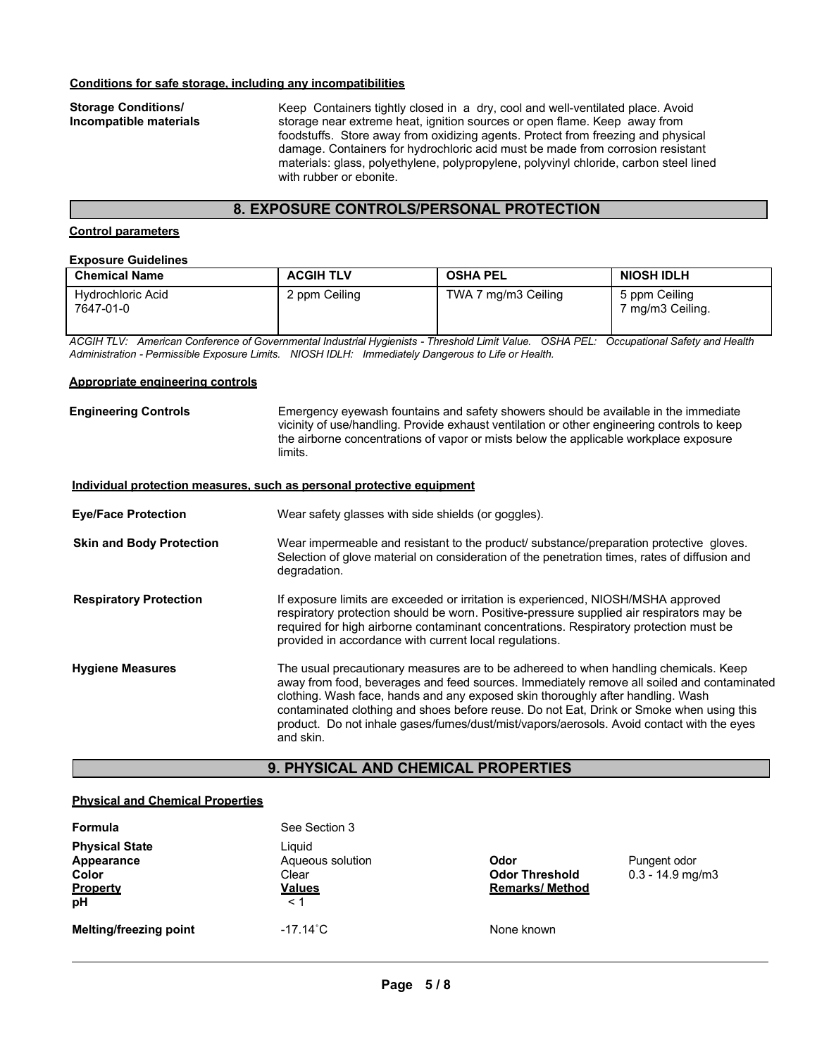**Conditions for safe storage, including any incompatibilities**

**Storage Conditions/ Incompatible materials**

Keep Containers tightly closed in a dry, cool and well-ventilated place. Avoid storage near extreme heat, ignition sources or open flame. Keep away from foodstuffs. Store away from oxidizing agents. Protect from freezing and physical damage. Containers for hydrochloric acid must be made from corrosion resistant materials: glass, polyethylene, polypropylene, polyvinyl chloride, carbon steel lined with rubber or ebonite.

## 8. EXPOSURE CONTROLS/PERSONAL PROTECTION

**Control parameters**

**Exposure Guidelines**

| Chemical Name | ACGIH TLV | OSHA PEL | NIOSH IDLH |
|---|---|---|---|
| Hydrochloric Acid 7647-01-0 | 2 ppm Ceiling | TWA 7 mg/m3 Ceiling | 5 ppm Ceiling 7 mg/m3 Ceiling. |

*ACGIH TLV: American Conference of Governmental Industrial Hygienists - Threshold Limit Value. OSHA PEL: Occupational Safety and Health Administration - Permissible Exposure Limits. NIOSH IDLH: Immediately Dangerous to Life or Health.*

**Appropriate engineering controls**

**Engineering Controls**

Emergency eyewash fountains and safety showers should be available in the immediate vicinity of use/handling. Provide exhaust ventilation or other engineering controls to keep the airborne concentrations of vapor or mists below the applicable workplace exposure limits.

**Individual protection measures, such as personal protective equipment**

**Eye/Face Protection**

Wear safety glasses with side shields (or goggles).

**Skin and Body Protection**

Wear impermeable and resistant to the product/ substance/preparation protective gloves. Selection of glove material on consideration of the penetration times, rates of diffusion and degradation.

**Respiratory Protection**

If exposure limits are exceeded or irritation is experienced, NIOSH/MSHA approved respiratory protection should be worn. Positive-pressure supplied air respirators may be required for high airborne contaminant concentrations. Respiratory protection must be provided in accordance with current local regulations.

**Hygiene Measures**

The usual precautionary measures are to be adhereed to when handling chemicals. Keep away from food, beverages and feed sources. Immediately remove all soiled and contaminated clothing. Wash face, hands and any exposed skin thoroughly after handling. Wash contaminated clothing and shoes before reuse. Do not Eat, Drink or Smoke when using this product. Do not inhale gases/fumes/dust/mist/vapors/aerosols. Avoid contact with the eyes and skin.

## 9. PHYSICAL AND CHEMICAL PROPERTIES

**Physical and Chemical Properties**

**Formula** See Section 3

| | | | |
|---|---|---|---|
| **Physical State** | Liquid | | |
| **Appearance** | Aqueous solution | **Odor** | Pungent odor |
| **Color** | Clear | **Odor Threshold** | 0.3 - 14.9 mg/m3 |
| **Property** | **Values** | **Remarks/ Method** | |
| **pH** | < 1 | | |
| **Melting/freezing point** | -17.14˚C | None known | |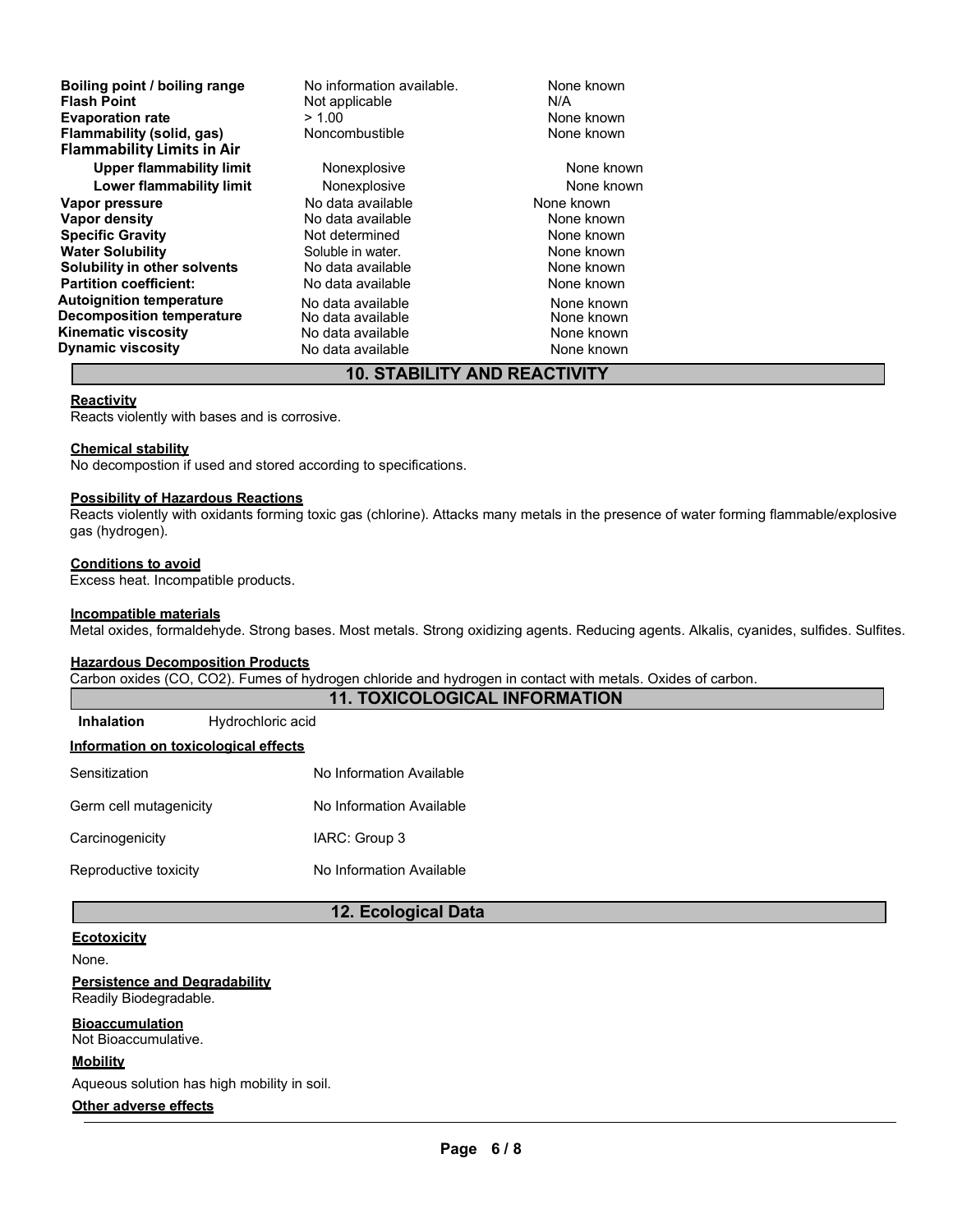| | | |
|---|---|---|
| **Boiling point / boiling range** | No information available. | None known |
| **Flash Point** | Not applicable | N/A |
| **Evaporation rate** | > 1.00 | None known |
| **Flammability (solid, gas)** | Noncombustible | None known |
| **Flammability Limits in Air** | | |
| **Upper flammability limit** | Nonexplosive | None known |
| **Lower flammability limit** | Nonexplosive | None known |
| **Vapor pressure** | No data available | None known |
| **Vapor density** | No data available | None known |
| **Specific Gravity** | Not determined | None known |
| **Water Solubility** | Soluble in water. | None known |
| **Solubility in other solvents** | No data available | None known |
| **Partition coefficient:** | No data available | None known |
| **Autoignition temperature** | No data available | None known |
| **Decomposition temperature** | No data available | None known |
| **Kinematic viscosity** | No data available | None known |
| **Dynamic viscosity** | No data available | None known |

## 10. STABILITY AND REACTIVITY

**Reactivity**

Reacts violently with bases and is corrosive.

**Chemical stability**

No decompostion if used and stored according to specifications.

**Possibility of Hazardous Reactions**

Reacts violently with oxidants forming toxic gas (chlorine). Attacks many metals in the presence of water forming flammable/explosive gas (hydrogen).

**Conditions to avoid**

Excess heat. Incompatible products.

**Incompatible materials**

Metal oxides, formaldehyde. Strong bases. Most metals. Strong oxidizing agents. Reducing agents. Alkalis, cyanides, sulfides. Sulfites.

**Hazardous Decomposition Products**

Carbon oxides (CO, $CO_2$). Fumes of hydrogen chloride and hydrogen in contact with metals. Oxides of carbon.

## 11. TOXICOLOGICAL INFORMATION

**Inhalation** Hydrochloric acid

**Information on toxicological effects**

| | |
|---|---|
| Sensitization | No Information Available |
| Germ cell mutagenicity | No Information Available |
| Carcinogenicity | IARC: Group 3 |
| Reproductive toxicity | No Information Available |

## 12. Ecological Data

**Ecotoxicity**

None.

**Persistence and Degradability**

Readily Biodegradable.

**Bioaccumulation**

Not Bioaccumulative.

**Mobility**

Aqueous solution has high mobility in soil.

**Other adverse effects**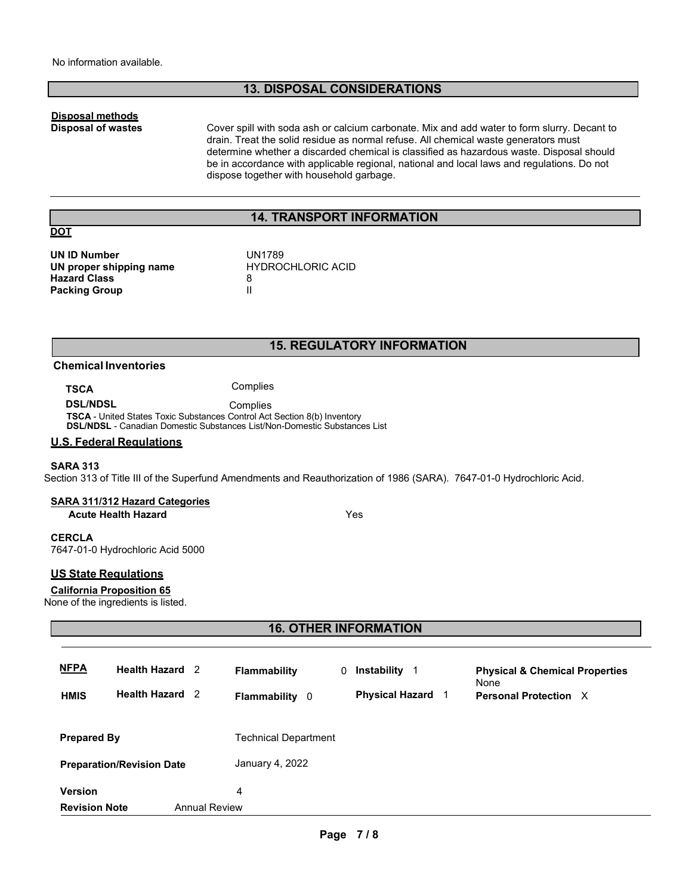No information available.

## 13. DISPOSAL CONSIDERATIONS

**Disposal methods**

**Disposal of wastes**

Cover spill with soda ash or calcium carbonate. Mix and add water to form slurry. Decant to drain. Treat the solid residue as normal refuse. All chemical waste generators must determine whether a discarded chemical is classified as hazardous waste. Disposal should be in accordance with applicable regional, national and local laws and regulations. Do not dispose together with household garbage.

## 14. TRANSPORT INFORMATION

**DOT**

| | |
|---|---|
| **UN ID Number** | UN1789 |
| **UN proper shipping name** | HYDROCHLORIC ACID |
| **Hazard Class** | 8 |
| **Packing Group** | II |

## 15. REGULATORY INFORMATION

**Chemical Inventories**

| | |
|---|---|
| **TSCA** | Complies |
| **DSL/NDSL** | Complies |

**TSCA** - United States Toxic Substances Control Act Section 8(b) Inventory
**DSL/NDSL** - Canadian Domestic Substances List/Non-Domestic Substances List

**U.S. Federal Regulations**

**SARA 313**

Section 313 of Title III of the Superfund Amendments and Reauthorization of 1986 (SARA). 7647-01-0 Hydrochloric Acid.

**SARA 311/312 Hazard Categories**

| | |
|---|---|
| **Acute Health Hazard** | Yes |

**CERCLA**

7647-01-0 Hydrochloric Acid 5000

**US State Regulations**

**California Proposition 65**

None of the ingredients is listed.

## 16. OTHER INFORMATION

| | | | | |
|---|---|---|---|---|
| **NFPA** | **Health Hazard** 2 | **Flammability** 0 | **Instability** 1 | **Physical & Chemical Properties** None |
| **HMIS** | **Health Hazard** 2 | **Flammability** 0 | **Physical Hazard** 1 | **Personal Protection** X |

| | |
|---|---|
| **Prepared By** | Technical Department |
| **Preparation/Revision Date** | January 4, 2022 |
| **Version** | 4 |
| **Revision Note** | Annual Review |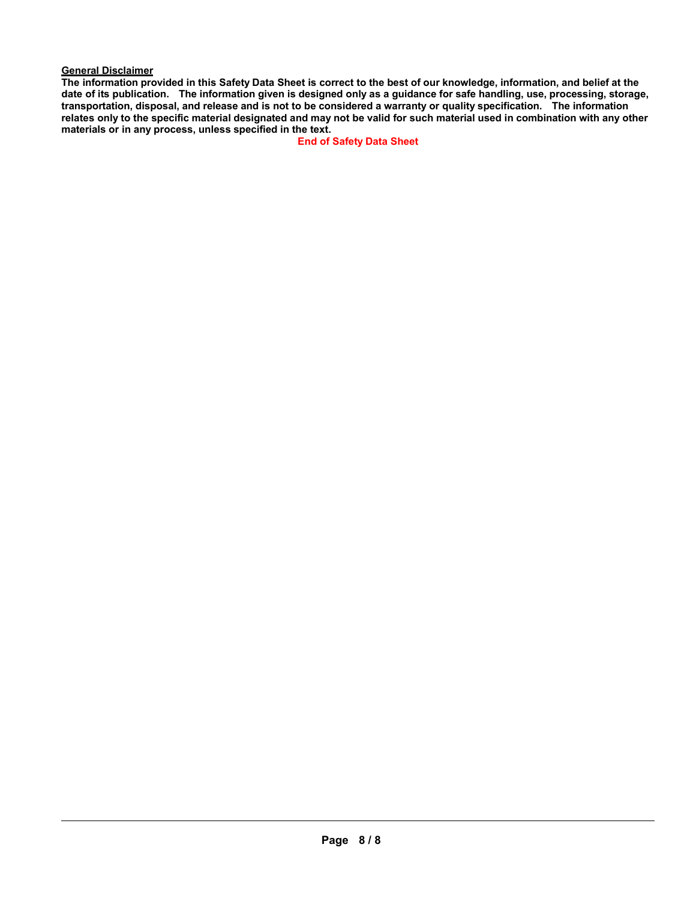**<u>General Disclaimer</u>**

**The information provided in this Safety Data Sheet is correct to the best of our knowledge, information, and belief at the date of its publication. The information given is designed only as a guidance for safe handling, use, processing, storage, transportation, disposal, and release and is not to be considered a warranty or quality specification. The information relates only to the specific material designated and may not be valid for such material used in combination with any other materials or in any process, unless specified in the text.**

**End of Safety Data Sheet**